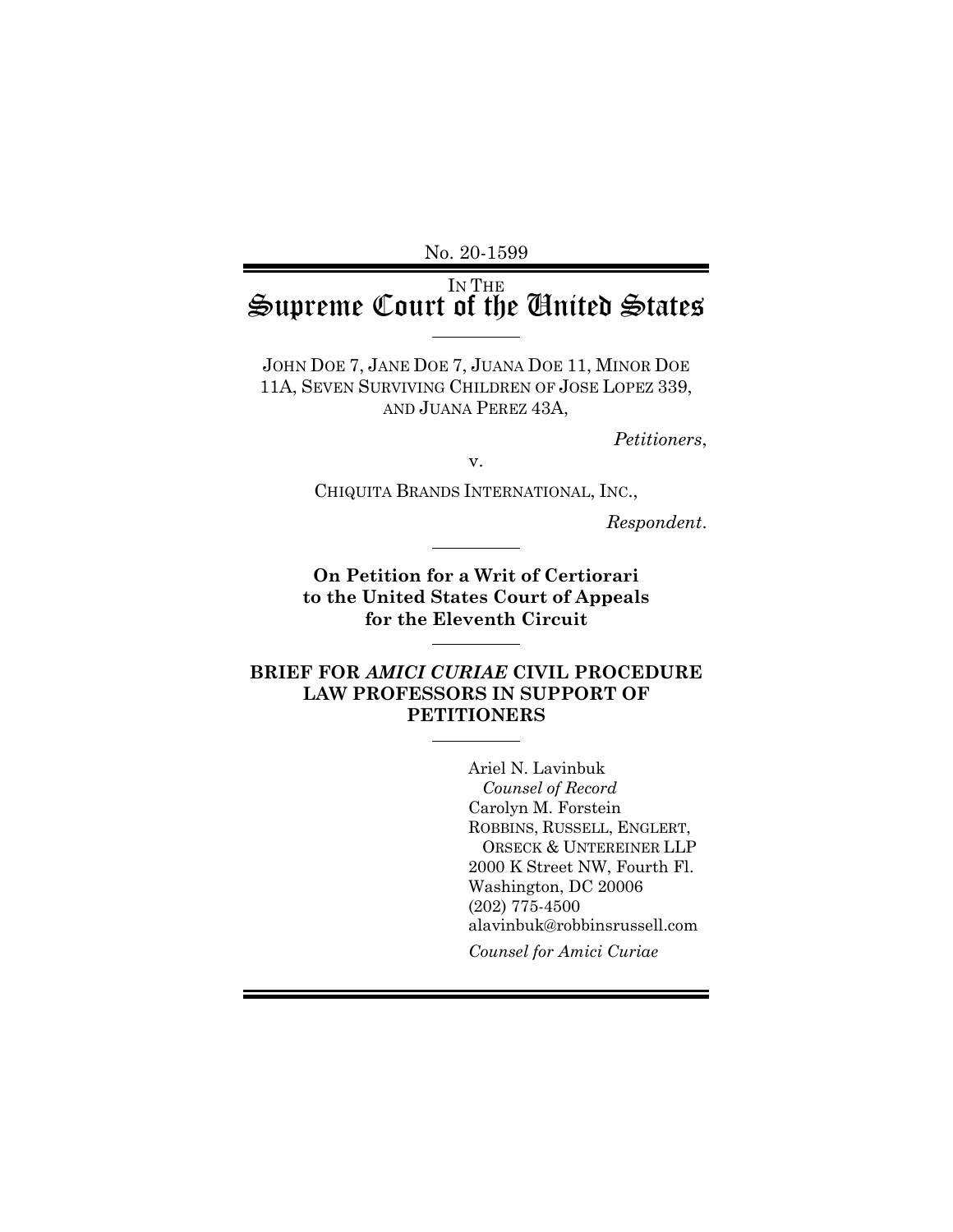No. 20-1599

IN THE
# Supreme Court of the United States

---

JOHN DOE 7, JANE DOE 7, JUANA DOE 11, MINOR DOE 11A, SEVEN SURVIVING CHILDREN OF JOSE LOPEZ 339, AND JUANA PEREZ 43A,

*Petitioners*,

v.

CHIQUITA BRANDS INTERNATIONAL, INC.,

*Respondent*.

---

**On Petition for a Writ of Certiorari to the United States Court of Appeals for the Eleventh Circuit**

---

**BRIEF FOR *AMICI CURIAE* CIVIL PROCEDURE LAW PROFESSORS IN SUPPORT OF PETITIONERS**

---

Ariel N. Lavinbuk
*Counsel of Record*
Carolyn M. Forstein
ROBBINS, RUSSELL, ENGLERT, ORSECK & UNTEREINER LLP
2000 K Street NW, Fourth Fl.
Washington, DC 20006
(202) 775-4500
alavinbuk@robbinsrussell.com

*Counsel for Amici Curiae*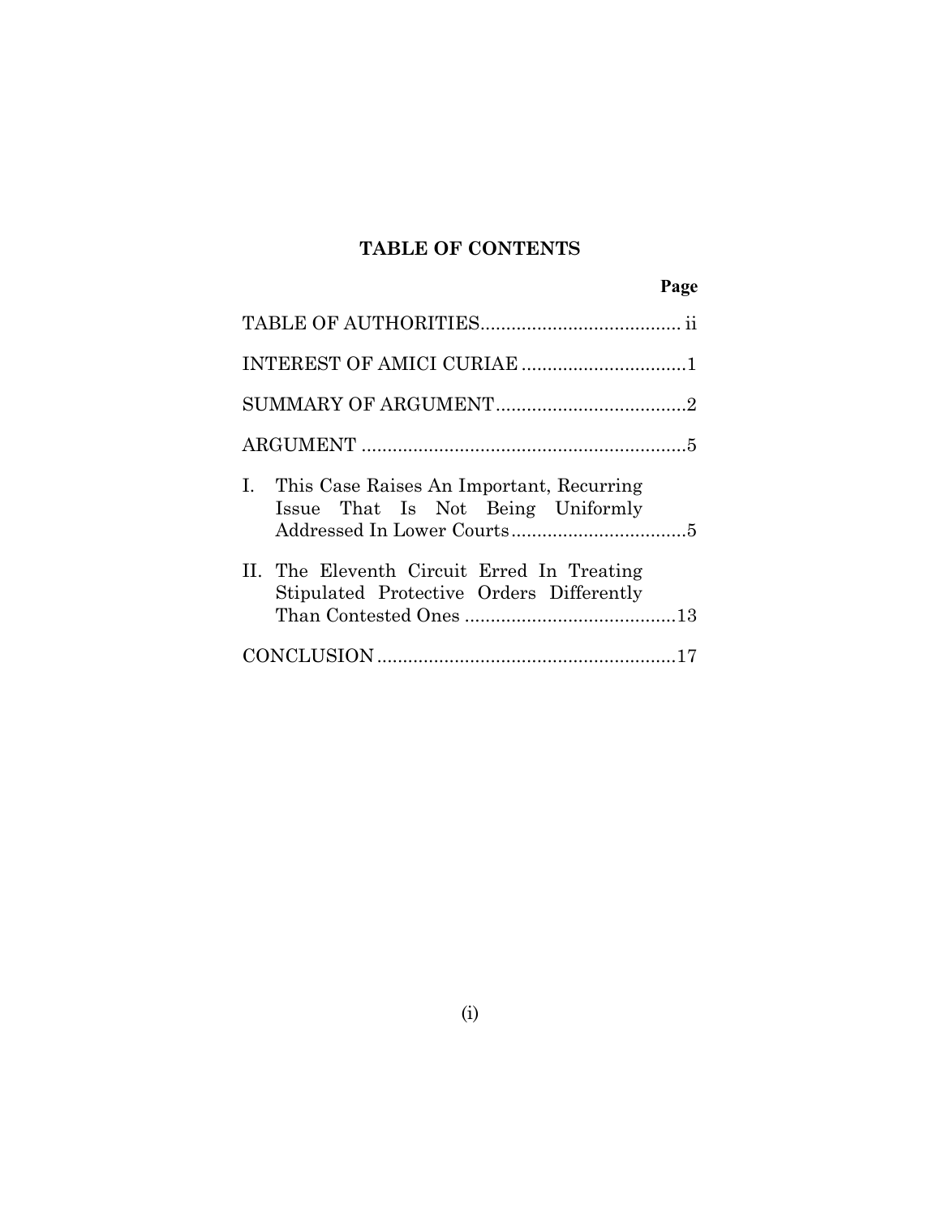## TABLE OF CONTENTS

| | Page |
|---|---|
| TABLE OF AUTHORITIES | ii |
| INTEREST OF AMICI CURIAE | 1 |
| SUMMARY OF ARGUMENT | 2 |
| ARGUMENT | 5 |
| I. This Case Raises An Important, Recurring Issue That Is Not Being Uniformly Addressed In Lower Courts | 5 |
| II. The Eleventh Circuit Erred In Treating Stipulated Protective Orders Differently Than Contested Ones | 13 |
| CONCLUSION | 17 |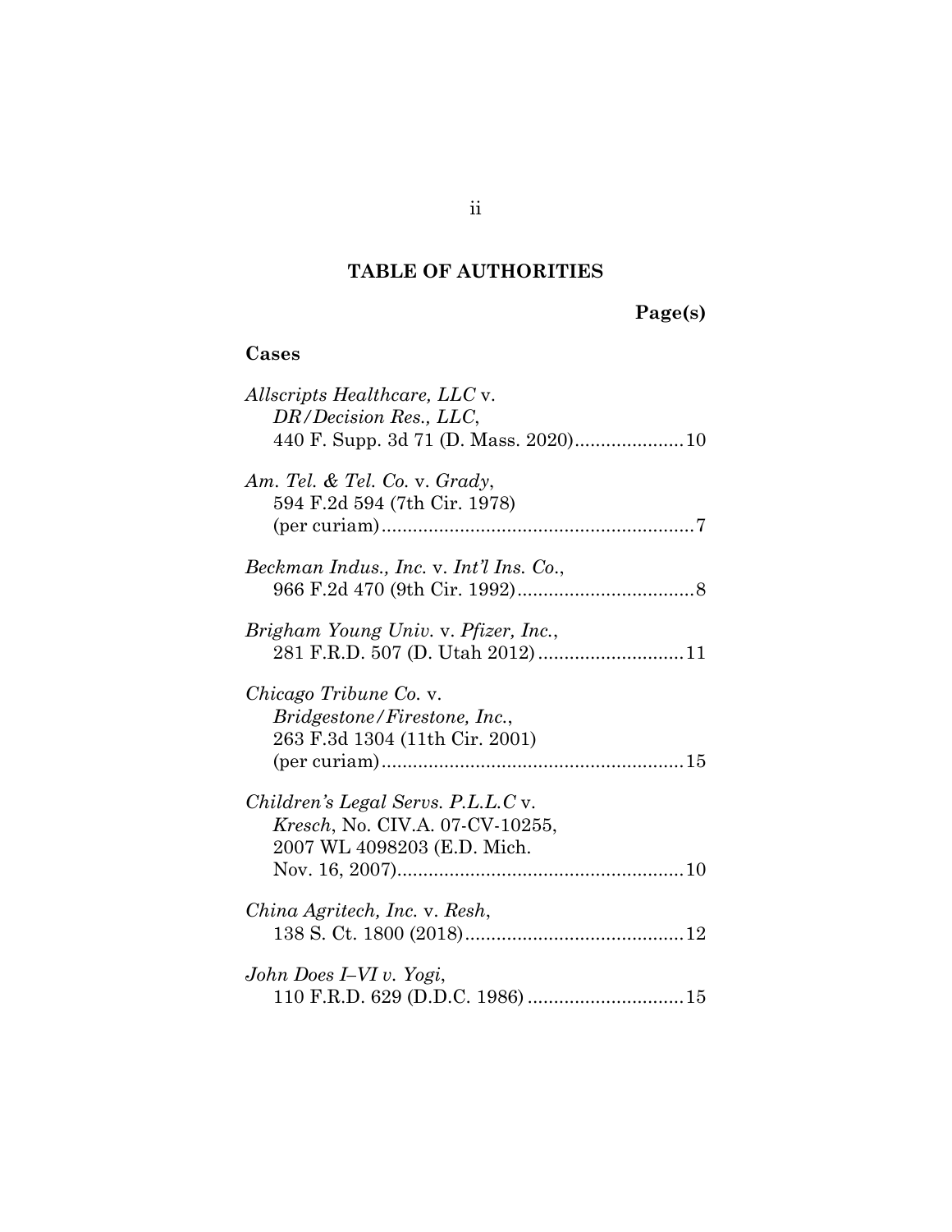## TABLE OF AUTHORITIES

**Page(s)**

### Cases

*Allscripts Healthcare, LLC* v. *DR/Decision Res., LLC*, 440 F. Supp. 3d 71 (D. Mass. 2020).....................10

*Am. Tel. & Tel. Co.* v. *Grady*, 594 F.2d 594 (7th Cir. 1978) (per curiam)...........................................................7

*Beckman Indus., Inc.* v. *Int'l Ins. Co.*, 966 F.2d 470 (9th Cir. 1992)..................................8

*Brigham Young Univ.* v. *Pfizer, Inc.*, 281 F.R.D. 507 (D. Utah 2012)............................11

*Chicago Tribune Co.* v. *Bridgestone/Firestone, Inc.*, 263 F.3d 1304 (11th Cir. 2001) (per curiam).........................................................15

*Children's Legal Servs. P.L.L.C* v. *Kresch*, No. CIV.A. 07-CV-10255, 2007 WL 4098203 (E.D. Mich. Nov. 16, 2007).......................................................10

*China Agritech, Inc.* v. *Resh*, 138 S. Ct. 1800 (2018)..........................................12

*John Does I–VI v. Yogi*, 110 F.R.D. 629 (D.D.C. 1986)..............................15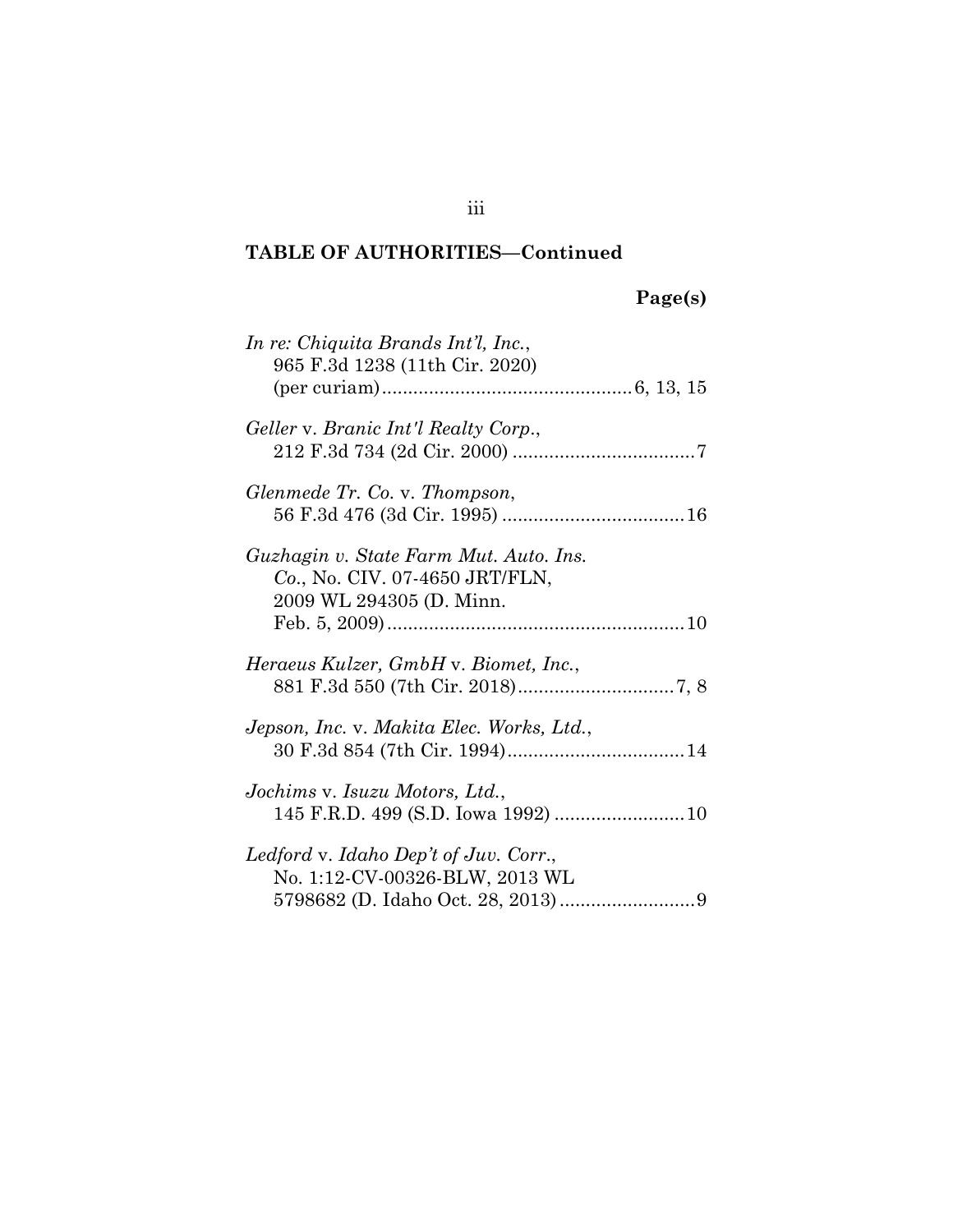## TABLE OF AUTHORITIES—Continued

**Page(s)**

*In re: Chiquita Brands Int'l, Inc.*, 965 F.3d 1238 (11th Cir. 2020) (per curiam) .......... 6, 13, 15

*Geller* v. *Branic Int'l Realty Corp.*, 212 F.3d 734 (2d Cir. 2000) .......... 7

*Glenmede Tr. Co.* v. *Thompson*, 56 F.3d 476 (3d Cir. 1995) .......... 16

*Guzhagin v. State Farm Mut. Auto. Ins. Co.*, No. CIV. 07-4650 JRT/FLN, 2009 WL 294305 (D. Minn. Feb. 5, 2009) .......... 10

*Heraeus Kulzer, GmbH* v. *Biomet, Inc.*, 881 F.3d 550 (7th Cir. 2018) .......... 7, 8

*Jepson, Inc.* v. *Makita Elec. Works, Ltd.*, 30 F.3d 854 (7th Cir. 1994) .......... 14

*Jochims* v. *Isuzu Motors, Ltd.*, 145 F.R.D. 499 (S.D. Iowa 1992) .......... 10

*Ledford* v. *Idaho Dep't of Juv. Corr.*, No. 1:12-CV-00326-BLW, 2013 WL 5798682 (D. Idaho Oct. 28, 2013) .......... 9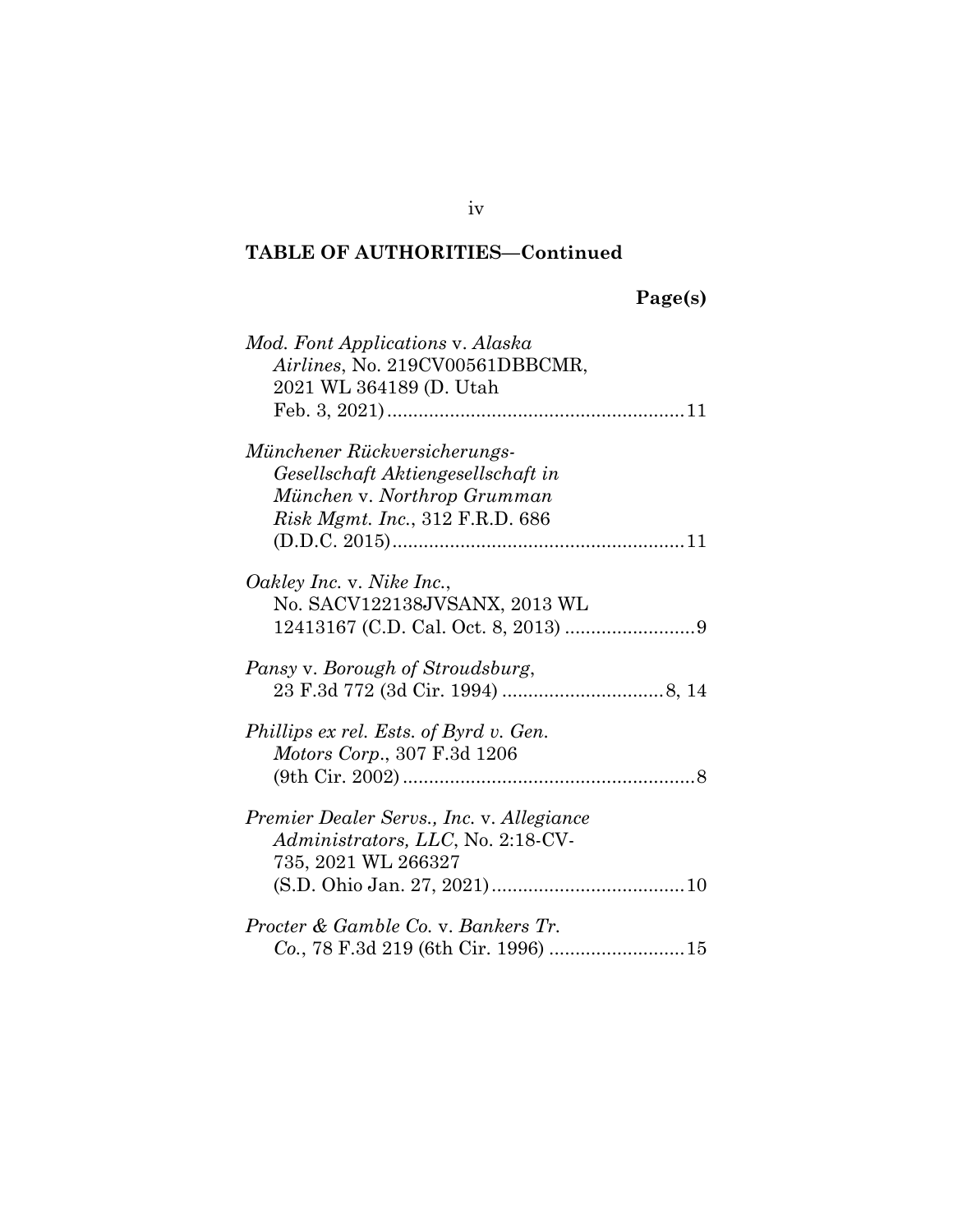## TABLE OF AUTHORITIES—Continued

**Page(s)**

*Mod. Font Applications* v. *Alaska Airlines*, No. 219CV00561DBBCMR, 2021 WL 364189 (D. Utah Feb. 3, 2021) .......... 11

*Münchener Rückversicherungs-Gesellschaft Aktiengesellschaft in München* v. *Northrop Grumman Risk Mgmt. Inc.*, 312 F.R.D. 686 (D.D.C. 2015) .......... 11

*Oakley Inc.* v. *Nike Inc.*, No. SACV122138JVSANX, 2013 WL 12413167 (C.D. Cal. Oct. 8, 2013) .......... 9

*Pansy* v. *Borough of Stroudsburg*, 23 F.3d 772 (3d Cir. 1994) .......... 8, 14

*Phillips ex rel. Ests. of Byrd v. Gen. Motors Corp.*, 307 F.3d 1206 (9th Cir. 2002) .......... 8

*Premier Dealer Servs., Inc.* v. *Allegiance Administrators, LLC*, No. 2:18-CV-735, 2021 WL 266327 (S.D. Ohio Jan. 27, 2021) .......... 10

*Procter & Gamble Co.* v. *Bankers Tr. Co.*, 78 F.3d 219 (6th Cir. 1996) .......... 15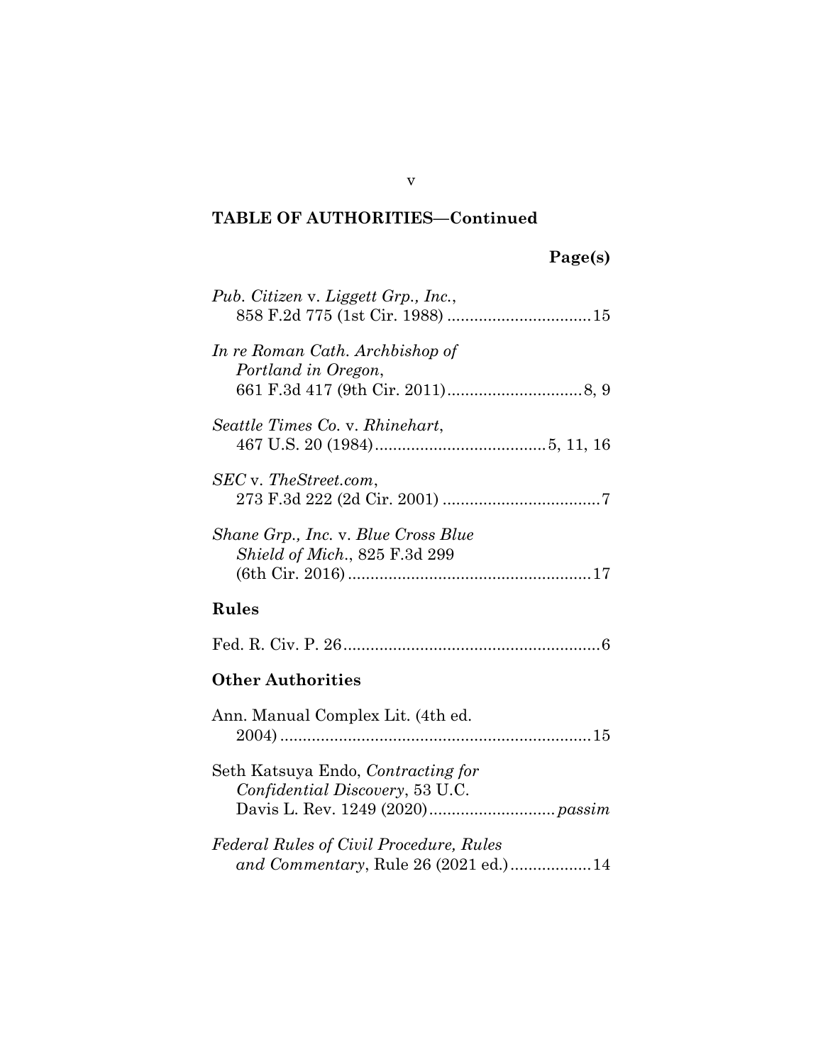## TABLE OF AUTHORITIES—Continued

**Page(s)**

*Pub. Citizen* v. *Liggett Grp., Inc.*, 858 F.2d 775 (1st Cir. 1988) ................................ 15

*In re Roman Cath. Archbishop of Portland in Oregon*, 661 F.3d 417 (9th Cir. 2011) .............................. 8, 9

*Seattle Times Co.* v. *Rhinehart*, 467 U.S. 20 (1984) ...................................... 5, 11, 16

*SEC* v. *TheStreet.com*, 273 F.3d 222 (2d Cir. 2001) ................................... 7

*Shane Grp., Inc.* v. *Blue Cross Blue Shield of Mich.*, 825 F.3d 299 (6th Cir. 2016) ...................................................... 17

### Rules

Fed. R. Civ. P. 26 ......................................................... 6

### Other Authorities

Ann. Manual Complex Lit. (4th ed. 2004) .................................................................... 15

Seth Katsuya Endo, *Contracting for Confidential Discovery*, 53 U.C. Davis L. Rev. 1249 (2020) ............................ *passim*

*Federal Rules of Civil Procedure, Rules and Commentary*, Rule 26 (2021 ed.) .................. 14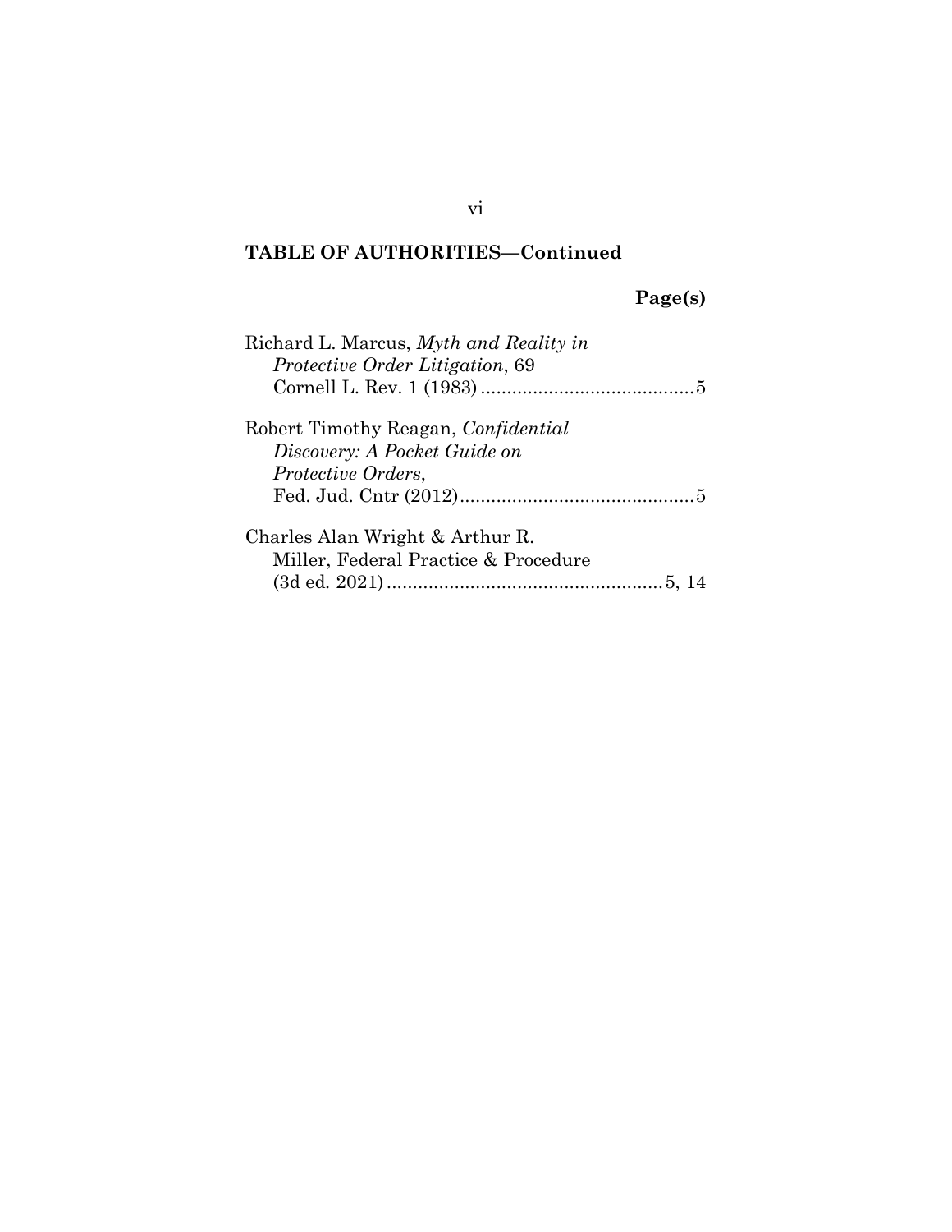## TABLE OF AUTHORITIES—Continued

**Page(s)**

Richard L. Marcus, *Myth and Reality in Protective Order Litigation*, 69 Cornell L. Rev. 1 (1983) .......................................... 5

Robert Timothy Reagan, *Confidential Discovery: A Pocket Guide on Protective Orders*, Fed. Jud. Cntr (2012) ............................................ 5

Charles Alan Wright & Arthur R. Miller, Federal Practice & Procedure (3d ed. 2021) ..................................................... 5, 14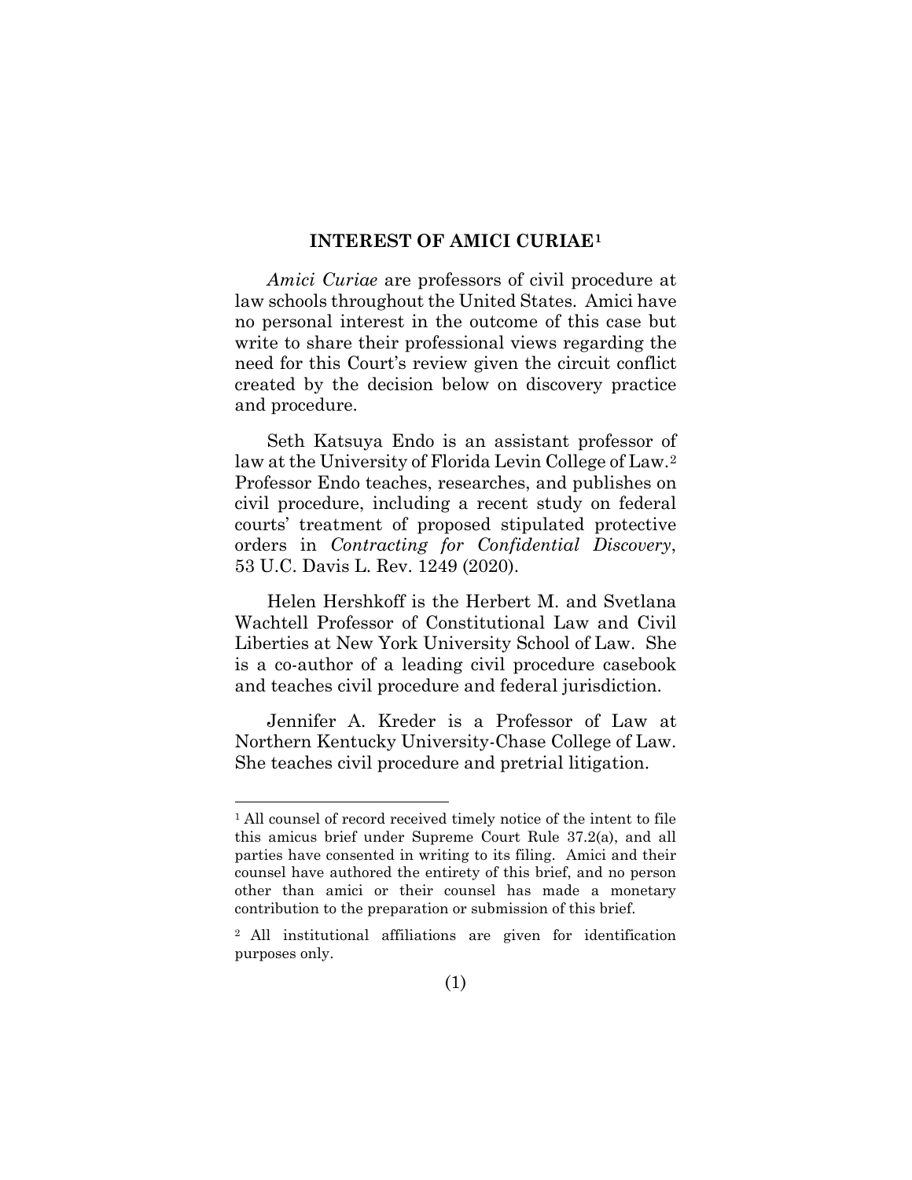## INTEREST OF AMICI CURIAE[1]

*Amici Curiae* are professors of civil procedure at law schools throughout the United States. Amici have no personal interest in the outcome of this case but write to share their professional views regarding the need for this Court's review given the circuit conflict created by the decision below on discovery practice and procedure.

Seth Katsuya Endo is an assistant professor of law at the University of Florida Levin College of Law.[2] Professor Endo teaches, researches, and publishes on civil procedure, including a recent study on federal courts' treatment of proposed stipulated protective orders in *Contracting for Confidential Discovery*, 53 U.C. Davis L. Rev. 1249 (2020).

Helen Hershkoff is the Herbert M. and Svetlana Wachtell Professor of Constitutional Law and Civil Liberties at New York University School of Law. She is a co-author of a leading civil procedure casebook and teaches civil procedure and federal jurisdiction.

Jennifer A. Kreder is a Professor of Law at Northern Kentucky University-Chase College of Law. She teaches civil procedure and pretrial litigation.

---

[1] All counsel of record received timely notice of the intent to file this amicus brief under Supreme Court Rule 37.2(a), and all parties have consented in writing to its filing. Amici and their counsel have authored the entirety of this brief, and no person other than amici or their counsel has made a monetary contribution to the preparation or submission of this brief.

[2] All institutional affiliations are given for identification purposes only.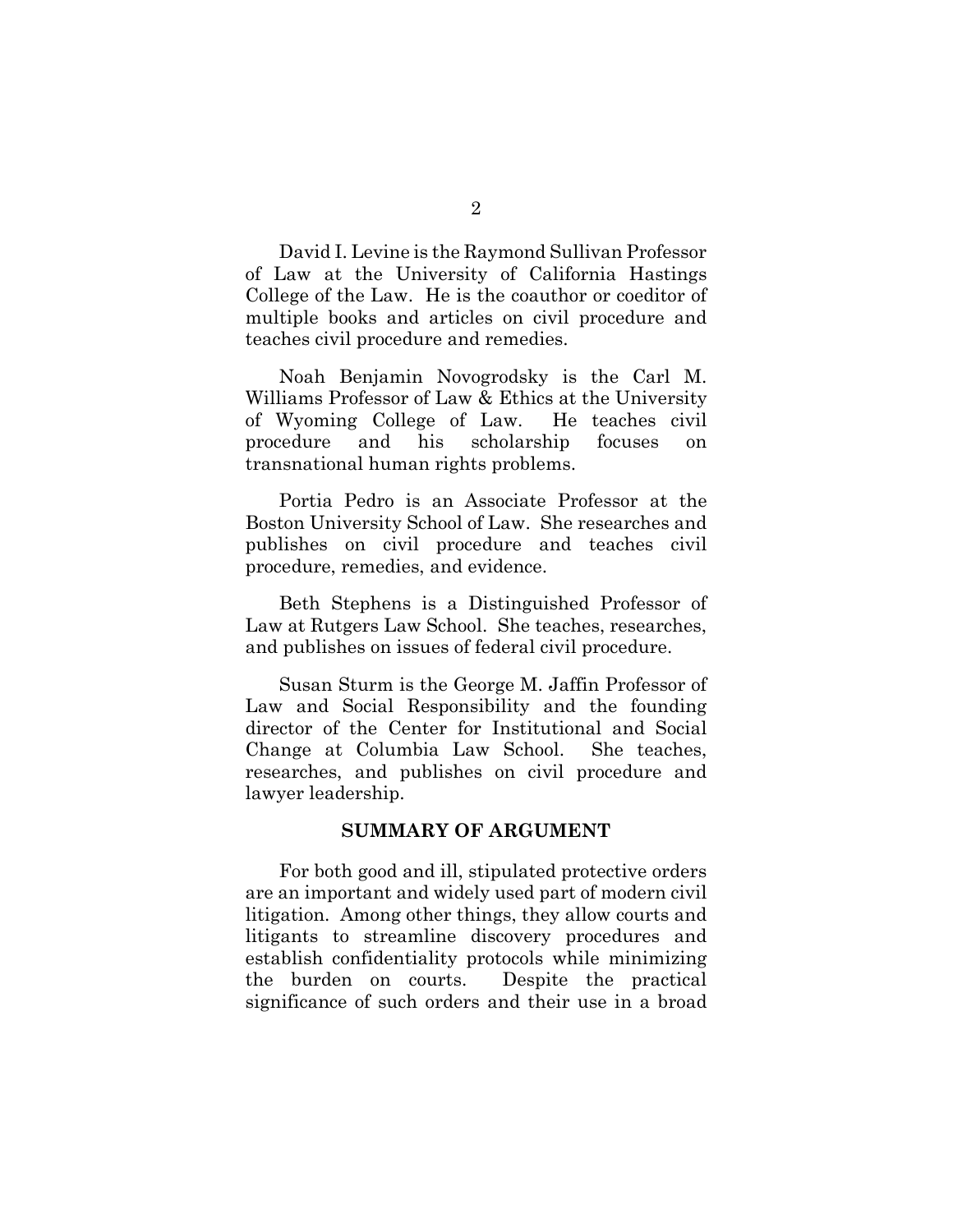David I. Levine is the Raymond Sullivan Professor of Law at the University of California Hastings College of the Law. He is the coauthor or coeditor of multiple books and articles on civil procedure and teaches civil procedure and remedies.

Noah Benjamin Novogrodsky is the Carl M. Williams Professor of Law & Ethics at the University of Wyoming College of Law. He teaches civil procedure and his scholarship focuses on transnational human rights problems.

Portia Pedro is an Associate Professor at the Boston University School of Law. She researches and publishes on civil procedure and teaches civil procedure, remedies, and evidence.

Beth Stephens is a Distinguished Professor of Law at Rutgers Law School. She teaches, researches, and publishes on issues of federal civil procedure.

Susan Sturm is the George M. Jaffin Professor of Law and Social Responsibility and the founding director of the Center for Institutional and Social Change at Columbia Law School. She teaches, researches, and publishes on civil procedure and lawyer leadership.

## SUMMARY OF ARGUMENT

For both good and ill, stipulated protective orders are an important and widely used part of modern civil litigation. Among other things, they allow courts and litigants to streamline discovery procedures and establish confidentiality protocols while minimizing the burden on courts. Despite the practical significance of such orders and their use in a broad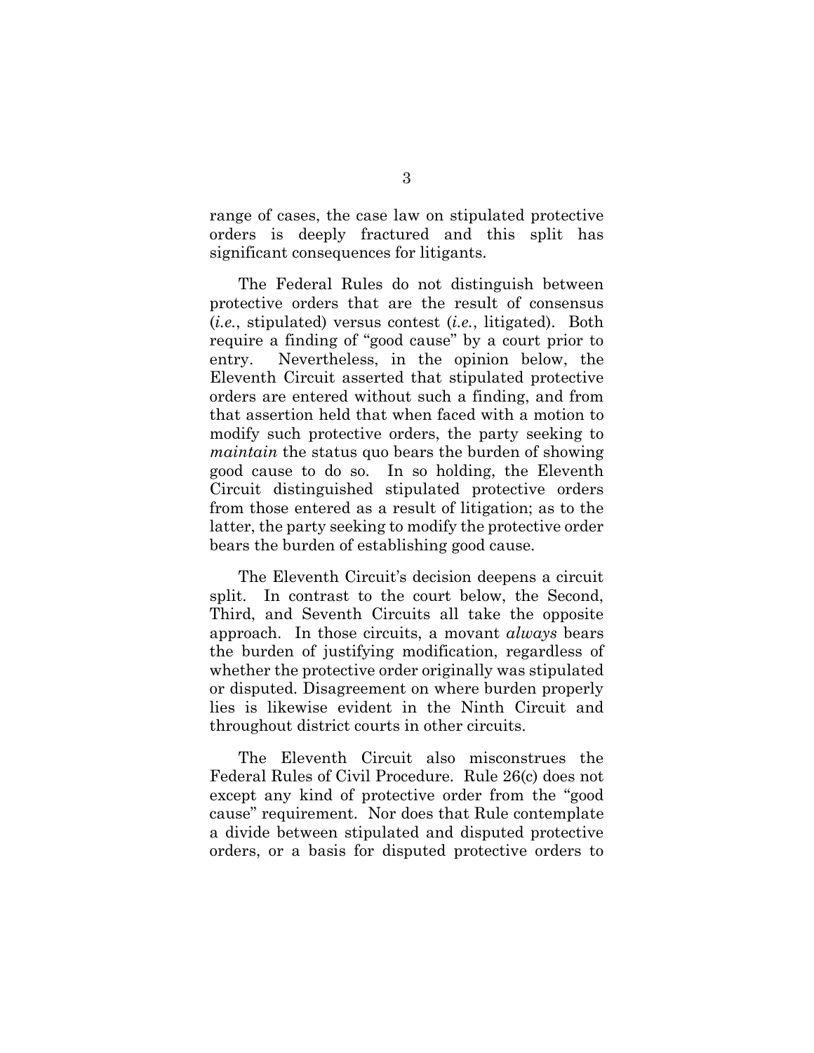range of cases, the case law on stipulated protective orders is deeply fractured and this split has significant consequences for litigants.

The Federal Rules do not distinguish between protective orders that are the result of consensus (*i.e.*, stipulated) versus contest (*i.e.*, litigated). Both require a finding of "good cause" by a court prior to entry. Nevertheless, in the opinion below, the Eleventh Circuit asserted that stipulated protective orders are entered without such a finding, and from that assertion held that when faced with a motion to modify such protective orders, the party seeking to *maintain* the status quo bears the burden of showing good cause to do so. In so holding, the Eleventh Circuit distinguished stipulated protective orders from those entered as a result of litigation; as to the latter, the party seeking to modify the protective order bears the burden of establishing good cause.

The Eleventh Circuit's decision deepens a circuit split. In contrast to the court below, the Second, Third, and Seventh Circuits all take the opposite approach. In those circuits, a movant *always* bears the burden of justifying modification, regardless of whether the protective order originally was stipulated or disputed. Disagreement on where burden properly lies is likewise evident in the Ninth Circuit and throughout district courts in other circuits.

The Eleventh Circuit also misconstrues the Federal Rules of Civil Procedure. Rule 26(c) does not except any kind of protective order from the "good cause" requirement. Nor does that Rule contemplate a divide between stipulated and disputed protective orders, or a basis for disputed protective orders to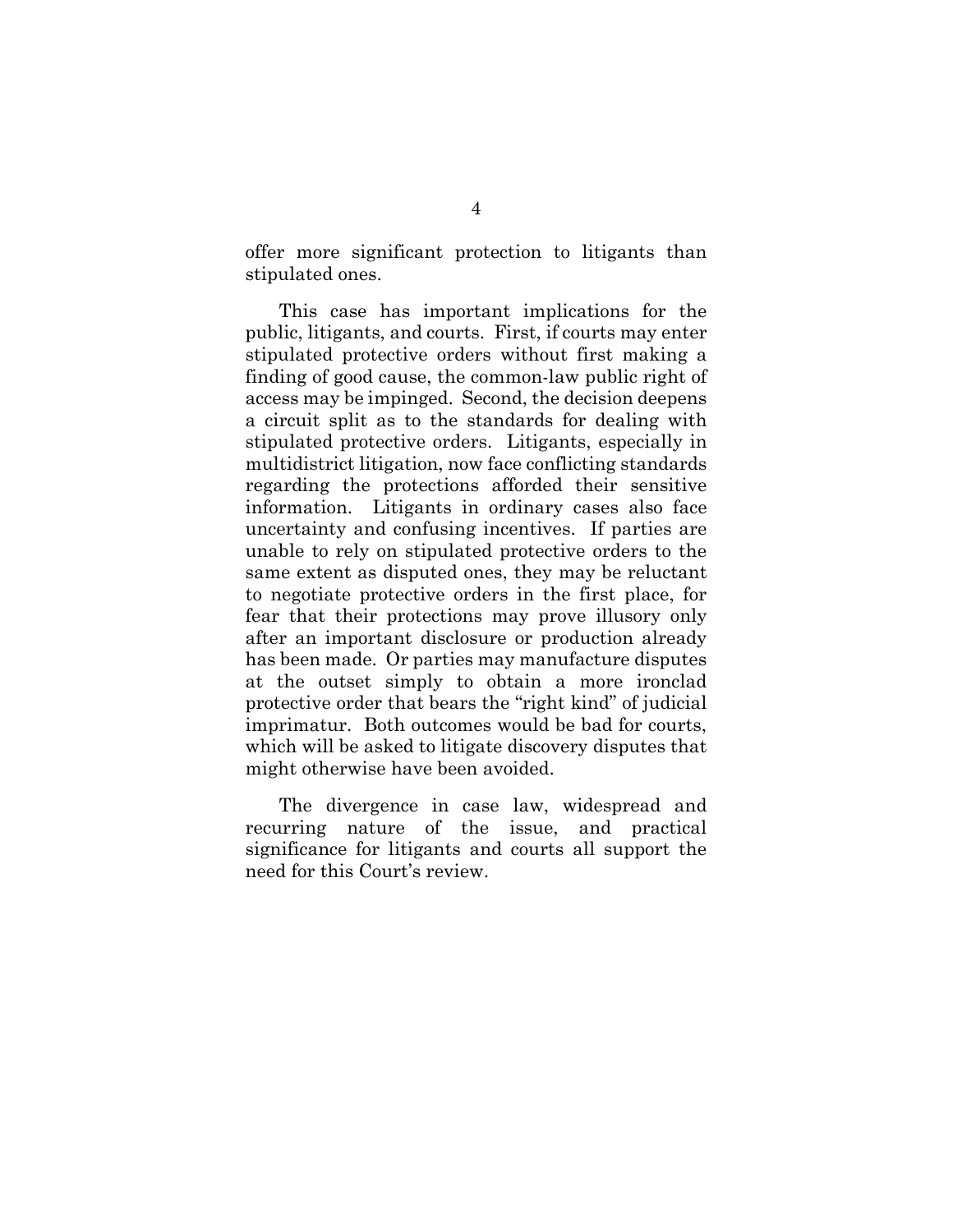offer more significant protection to litigants than stipulated ones.

This case has important implications for the public, litigants, and courts. First, if courts may enter stipulated protective orders without first making a finding of good cause, the common-law public right of access may be impinged. Second, the decision deepens a circuit split as to the standards for dealing with stipulated protective orders. Litigants, especially in multidistrict litigation, now face conflicting standards regarding the protections afforded their sensitive information. Litigants in ordinary cases also face uncertainty and confusing incentives. If parties are unable to rely on stipulated protective orders to the same extent as disputed ones, they may be reluctant to negotiate protective orders in the first place, for fear that their protections may prove illusory only after an important disclosure or production already has been made. Or parties may manufacture disputes at the outset simply to obtain a more ironclad protective order that bears the "right kind" of judicial imprimatur. Both outcomes would be bad for courts, which will be asked to litigate discovery disputes that might otherwise have been avoided.

The divergence in case law, widespread and recurring nature of the issue, and practical significance for litigants and courts all support the need for this Court's review.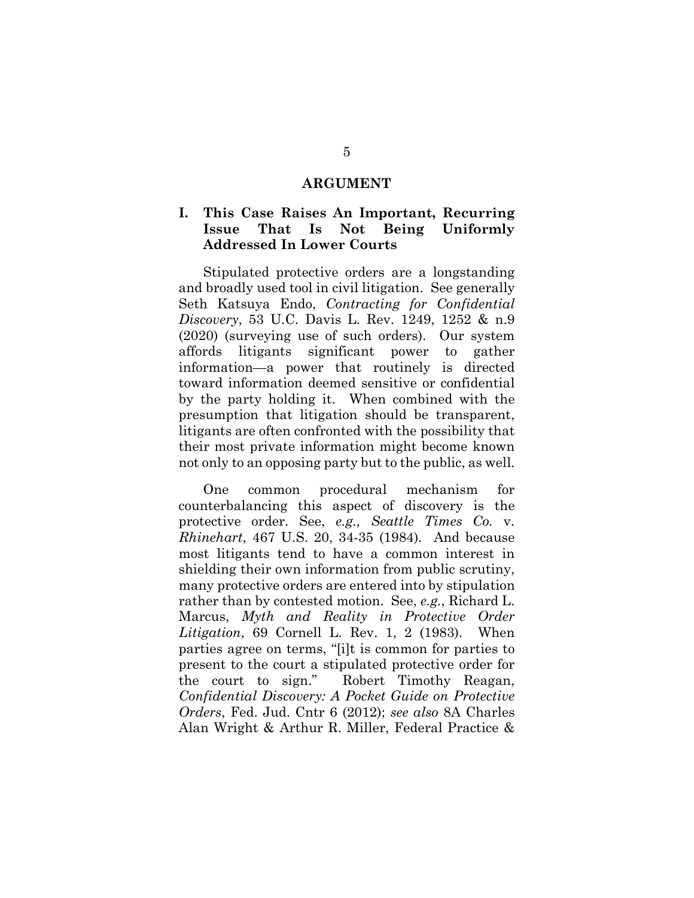## ARGUMENT

### I. This Case Raises An Important, Recurring Issue That Is Not Being Uniformly Addressed In Lower Courts

Stipulated protective orders are a longstanding and broadly used tool in civil litigation. See generally Seth Katsuya Endo, *Contracting for Confidential Discovery*, 53 U.C. Davis L. Rev. 1249, 1252 & n.9 (2020) (surveying use of such orders). Our system affords litigants significant power to gather information—a power that routinely is directed toward information deemed sensitive or confidential by the party holding it. When combined with the presumption that litigation should be transparent, litigants are often confronted with the possibility that their most private information might become known not only to an opposing party but to the public, as well.

One common procedural mechanism for counterbalancing this aspect of discovery is the protective order. See, *e.g., Seattle Times Co.* v. *Rhinehart*, 467 U.S. 20, 34-35 (1984). And because most litigants tend to have a common interest in shielding their own information from public scrutiny, many protective orders are entered into by stipulation rather than by contested motion. See, *e.g.*, Richard L. Marcus, *Myth and Reality in Protective Order Litigation*, 69 Cornell L. Rev. 1, 2 (1983). When parties agree on terms, "[i]t is common for parties to present to the court a stipulated protective order for the court to sign." Robert Timothy Reagan, *Confidential Discovery: A Pocket Guide on Protective Orders*, Fed. Jud. Cntr 6 (2012); *see also* 8A Charles Alan Wright & Arthur R. Miller, Federal Practice &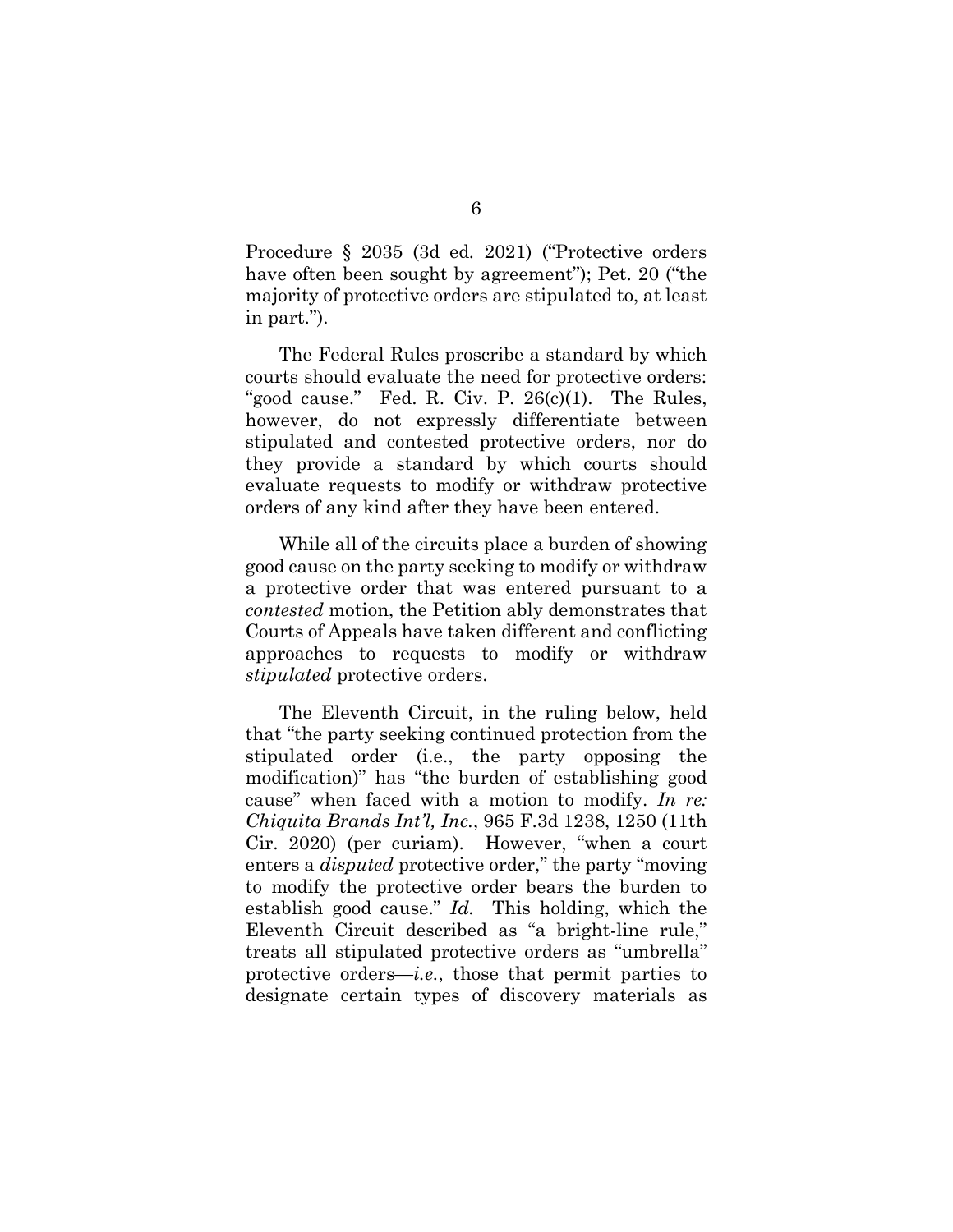Procedure § 2035 (3d ed. 2021) ("Protective orders have often been sought by agreement"); Pet. 20 ("the majority of protective orders are stipulated to, at least in part.").

The Federal Rules proscribe a standard by which courts should evaluate the need for protective orders: "good cause." Fed. R. Civ. P. 26(c)(1). The Rules, however, do not expressly differentiate between stipulated and contested protective orders, nor do they provide a standard by which courts should evaluate requests to modify or withdraw protective orders of any kind after they have been entered.

While all of the circuits place a burden of showing good cause on the party seeking to modify or withdraw a protective order that was entered pursuant to a *contested* motion, the Petition ably demonstrates that Courts of Appeals have taken different and conflicting approaches to requests to modify or withdraw *stipulated* protective orders.

The Eleventh Circuit, in the ruling below, held that "the party seeking continued protection from the stipulated order (i.e., the party opposing the modification)" has "the burden of establishing good cause" when faced with a motion to modify. *In re: Chiquita Brands Int'l, Inc.*, 965 F.3d 1238, 1250 (11th Cir. 2020) (per curiam). However, "when a court enters a *disputed* protective order," the party "moving to modify the protective order bears the burden to establish good cause." *Id.* This holding, which the Eleventh Circuit described as "a bright-line rule," treats all stipulated protective orders as "umbrella" protective orders—*i.e.*, those that permit parties to designate certain types of discovery materials as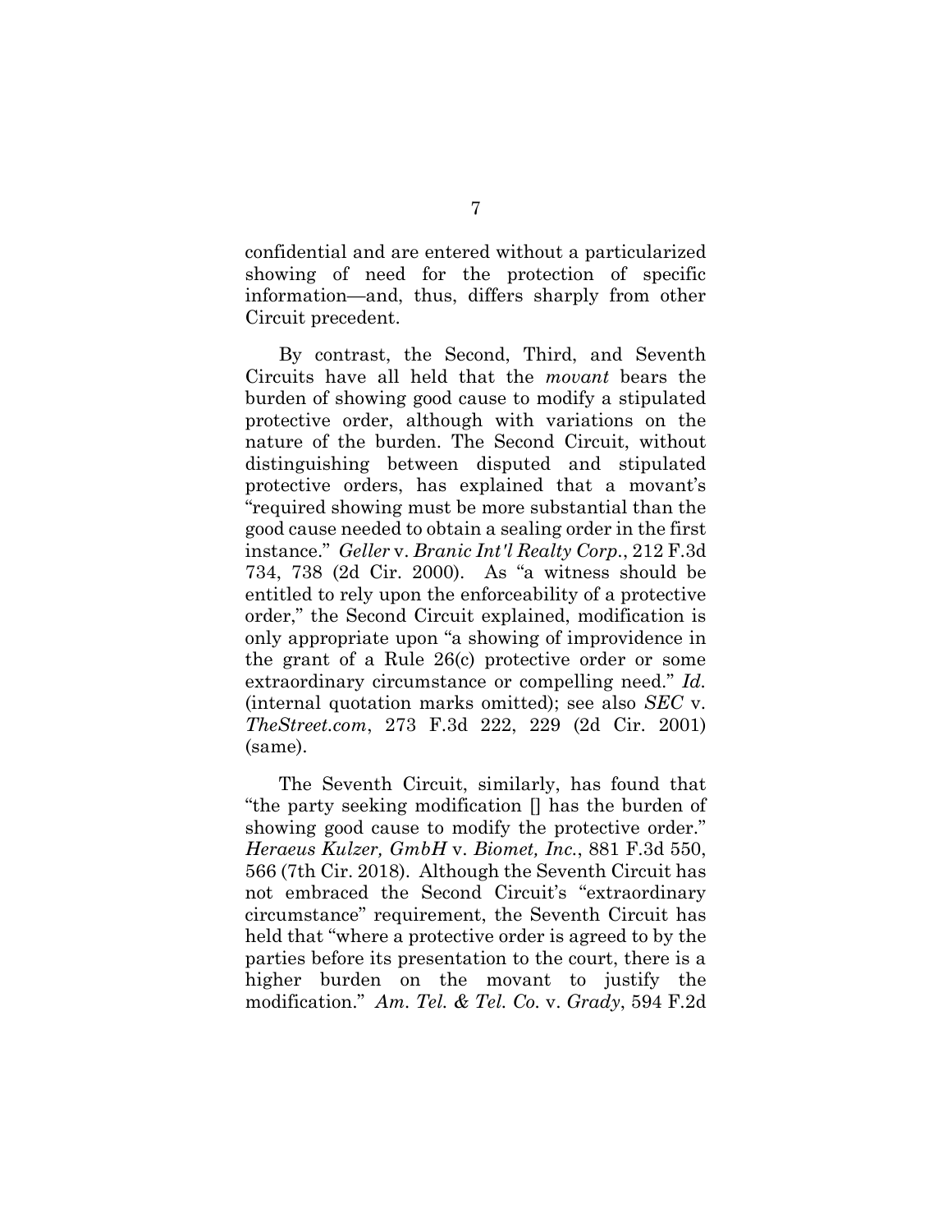confidential and are entered without a particularized showing of need for the protection of specific information—and, thus, differs sharply from other Circuit precedent.

By contrast, the Second, Third, and Seventh Circuits have all held that the *movant* bears the burden of showing good cause to modify a stipulated protective order, although with variations on the nature of the burden. The Second Circuit, without distinguishing between disputed and stipulated protective orders, has explained that a movant's "required showing must be more substantial than the good cause needed to obtain a sealing order in the first instance." *Geller* v. *Branic Int'l Realty Corp.*, 212 F.3d 734, 738 (2d Cir. 2000). As "a witness should be entitled to rely upon the enforceability of a protective order," the Second Circuit explained, modification is only appropriate upon "a showing of improvidence in the grant of a Rule 26(c) protective order or some extraordinary circumstance or compelling need." *Id.* (internal quotation marks omitted); see also *SEC* v. *TheStreet.com*, 273 F.3d 222, 229 (2d Cir. 2001) (same).

The Seventh Circuit, similarly, has found that "the party seeking modification [] has the burden of showing good cause to modify the protective order." *Heraeus Kulzer, GmbH* v. *Biomet, Inc.*, 881 F.3d 550, 566 (7th Cir. 2018). Although the Seventh Circuit has not embraced the Second Circuit's "extraordinary circumstance" requirement, the Seventh Circuit has held that "where a protective order is agreed to by the parties before its presentation to the court, there is a higher burden on the movant to justify the modification." *Am. Tel. & Tel. Co.* v. *Grady*, 594 F.2d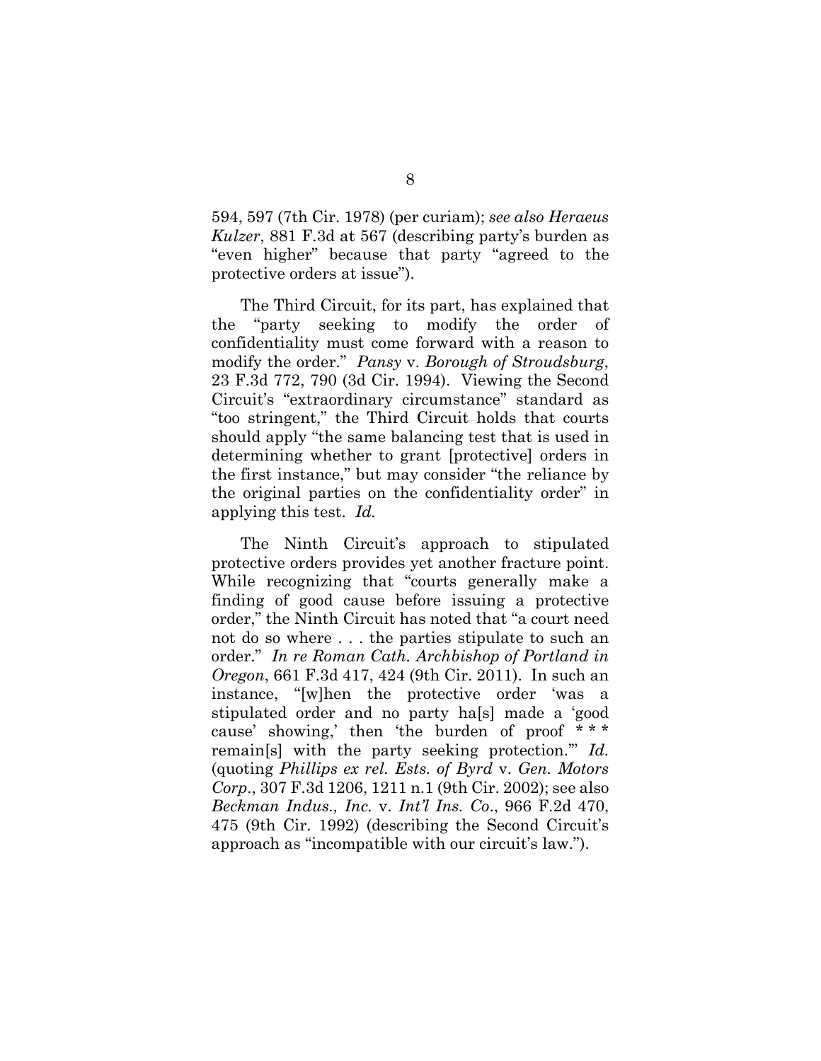594, 597 (7th Cir. 1978) (per curiam); *see also Heraeus Kulzer*, 881 F.3d at 567 (describing party's burden as "even higher" because that party "agreed to the protective orders at issue").

The Third Circuit, for its part, has explained that the "party seeking to modify the order of confidentiality must come forward with a reason to modify the order." *Pansy* v. *Borough of Stroudsburg*, 23 F.3d 772, 790 (3d Cir. 1994). Viewing the Second Circuit's "extraordinary circumstance" standard as "too stringent," the Third Circuit holds that courts should apply "the same balancing test that is used in determining whether to grant [protective] orders in the first instance," but may consider "the reliance by the original parties on the confidentiality order" in applying this test. *Id.*

The Ninth Circuit's approach to stipulated protective orders provides yet another fracture point. While recognizing that "courts generally make a finding of good cause before issuing a protective order," the Ninth Circuit has noted that "a court need not do so where . . . the parties stipulate to such an order." *In re Roman Cath. Archbishop of Portland in Oregon*, 661 F.3d 417, 424 (9th Cir. 2011). In such an instance, "[w]hen the protective order 'was a stipulated order and no party ha[s] made a 'good cause' showing,' then 'the burden of proof * * * remain[s] with the party seeking protection.'" *Id.* (quoting *Phillips ex rel. Ests. of Byrd* v. *Gen. Motors Corp.*, 307 F.3d 1206, 1211 n.1 (9th Cir. 2002); see also *Beckman Indus., Inc.* v. *Int'l Ins. Co.*, 966 F.2d 470, 475 (9th Cir. 1992) (describing the Second Circuit's approach as "incompatible with our circuit's law.").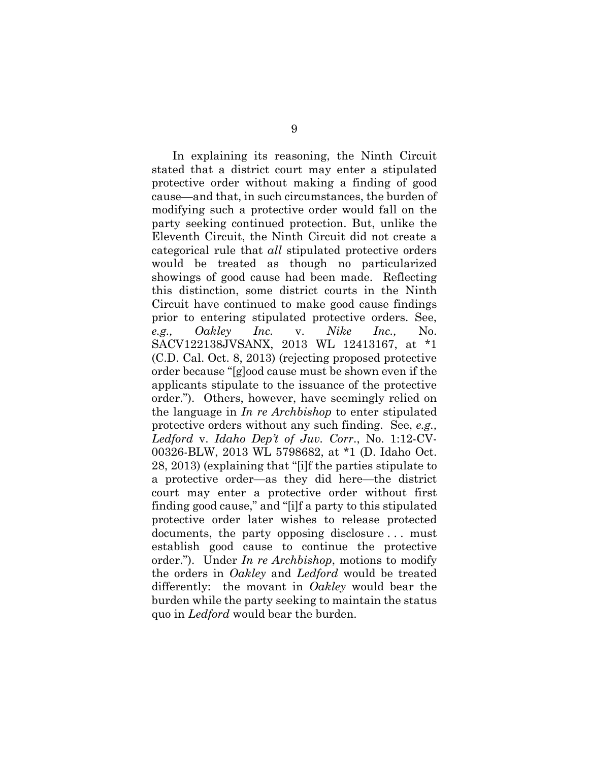In explaining its reasoning, the Ninth Circuit stated that a district court may enter a stipulated protective order without making a finding of good cause—and that, in such circumstances, the burden of modifying such a protective order would fall on the party seeking continued protection. But, unlike the Eleventh Circuit, the Ninth Circuit did not create a categorical rule that *all* stipulated protective orders would be treated as though no particularized showings of good cause had been made. Reflecting this distinction, some district courts in the Ninth Circuit have continued to make good cause findings prior to entering stipulated protective orders. See, *e.g., Oakley Inc.* v. *Nike Inc.,* No. SACV122138JVSANX, 2013 WL 12413167, at *1 (C.D. Cal. Oct. 8, 2013) (rejecting proposed protective order because "[g]ood cause must be shown even if the applicants stipulate to the issuance of the protective order."). Others, however, have seemingly relied on the language in *In re Archbishop* to enter stipulated protective orders without any such finding. See, *e.g., Ledford* v. *Idaho Dep't of Juv. Corr*., No. 1:12-CV-00326-BLW, 2013 WL 5798682, at *1 (D. Idaho Oct. 28, 2013) (explaining that "[i]f the parties stipulate to a protective order—as they did here—the district court may enter a protective order without first finding good cause," and "[i]f a party to this stipulated protective order later wishes to release protected documents, the party opposing disclosure . . . must establish good cause to continue the protective order."). Under *In re Archbishop*, motions to modify the orders in *Oakley* and *Ledford* would be treated differently: the movant in *Oakley* would bear the burden while the party seeking to maintain the status quo in *Ledford* would bear the burden.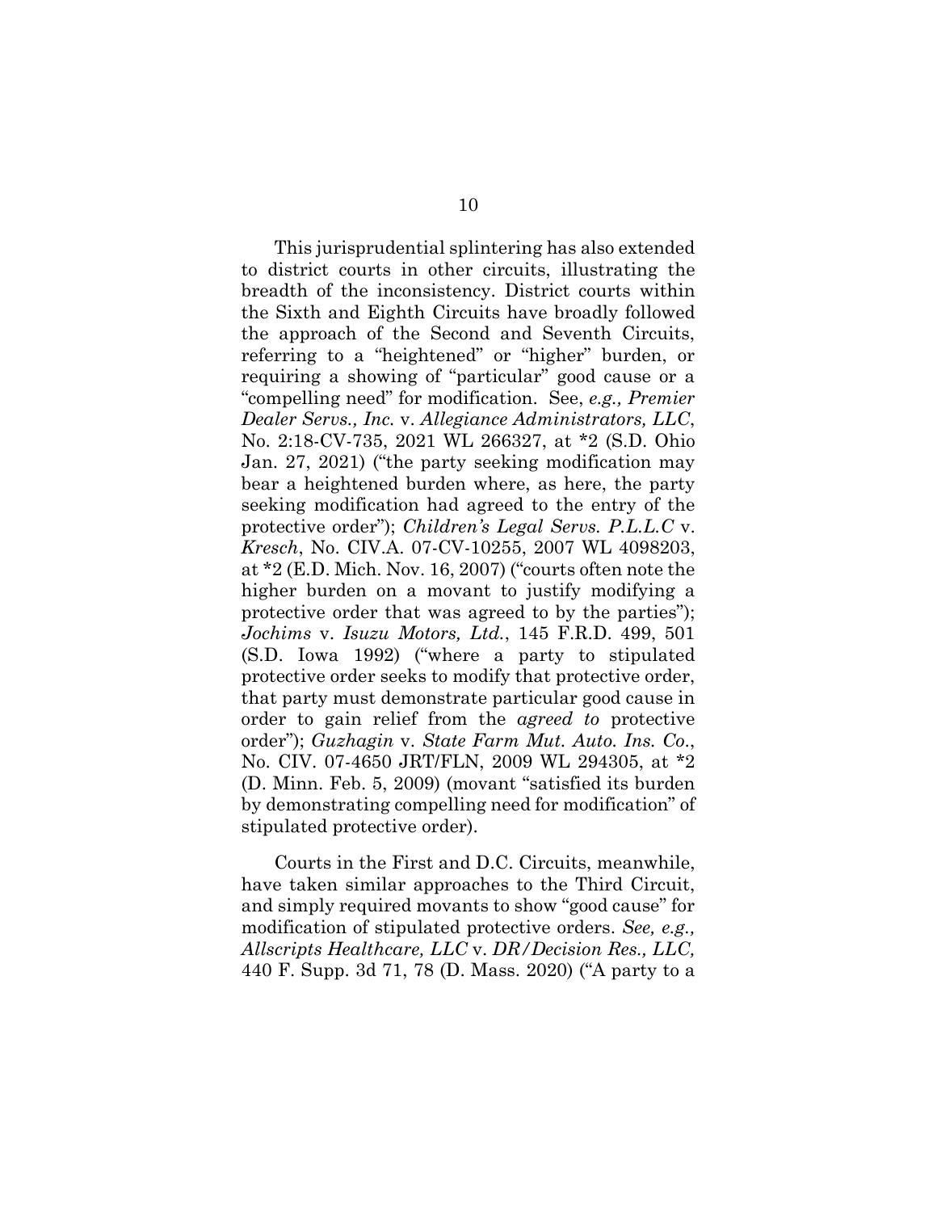This jurisprudential splintering has also extended to district courts in other circuits, illustrating the breadth of the inconsistency. District courts within the Sixth and Eighth Circuits have broadly followed the approach of the Second and Seventh Circuits, referring to a "heightened" or "higher" burden, or requiring a showing of "particular" good cause or a "compelling need" for modification. See, *e.g., Premier Dealer Servs., Inc.* v. *Allegiance Administrators, LLC*, No. 2:18-CV-735, 2021 WL 266327, at *2 (S.D. Ohio Jan. 27, 2021) ("the party seeking modification may bear a heightened burden where, as here, the party seeking modification had agreed to the entry of the protective order"); *Children's Legal Servs. P.L.L.C* v. *Kresch*, No. CIV.A. 07-CV-10255, 2007 WL 4098203, at *2 (E.D. Mich. Nov. 16, 2007) ("courts often note the higher burden on a movant to justify modifying a protective order that was agreed to by the parties"); *Jochims* v. *Isuzu Motors, Ltd.*, 145 F.R.D. 499, 501 (S.D. Iowa 1992) ("where a party to stipulated protective order seeks to modify that protective order, that party must demonstrate particular good cause in order to gain relief from the *agreed to* protective order"); *Guzhagin* v. *State Farm Mut. Auto. Ins. Co*., No. CIV. 07-4650 JRT/FLN, 2009 WL 294305, at *2 (D. Minn. Feb. 5, 2009) (movant "satisfied its burden by demonstrating compelling need for modification" of stipulated protective order).

Courts in the First and D.C. Circuits, meanwhile, have taken similar approaches to the Third Circuit, and simply required movants to show "good cause" for modification of stipulated protective orders. *See, e.g., Allscripts Healthcare, LLC* v. *DR/Decision Res., LLC,* 440 F. Supp. 3d 71, 78 (D. Mass. 2020) ("A party to a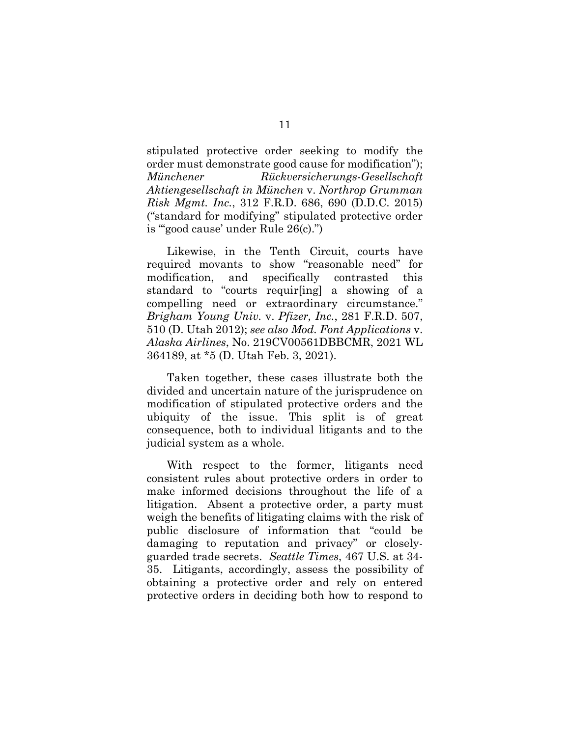stipulated protective order seeking to modify the order must demonstrate good cause for modification"); *Münchener Rückversicherungs-Gesellschaft Aktiengesellschaft in München* v. *Northrop Grumman Risk Mgmt. Inc.*, 312 F.R.D. 686, 690 (D.D.C. 2015) ("standard for modifying" stipulated protective order is "'good cause' under Rule 26(c).")

Likewise, in the Tenth Circuit, courts have required movants to show "reasonable need" for modification, and specifically contrasted this standard to "courts requir[ing] a showing of a compelling need or extraordinary circumstance." *Brigham Young Univ.* v. *Pfizer, Inc.*, 281 F.R.D. 507, 510 (D. Utah 2012); *see also Mod. Font Applications* v. *Alaska Airlines*, No. 219CV00561DBBCMR, 2021 WL 364189, at *5 (D. Utah Feb. 3, 2021).

Taken together, these cases illustrate both the divided and uncertain nature of the jurisprudence on modification of stipulated protective orders and the ubiquity of the issue. This split is of great consequence, both to individual litigants and to the judicial system as a whole.

With respect to the former, litigants need consistent rules about protective orders in order to make informed decisions throughout the life of a litigation. Absent a protective order, a party must weigh the benefits of litigating claims with the risk of public disclosure of information that "could be damaging to reputation and privacy" or closely-guarded trade secrets. *Seattle Times*, 467 U.S. at 34-35. Litigants, accordingly, assess the possibility of obtaining a protective order and rely on entered protective orders in deciding both how to respond to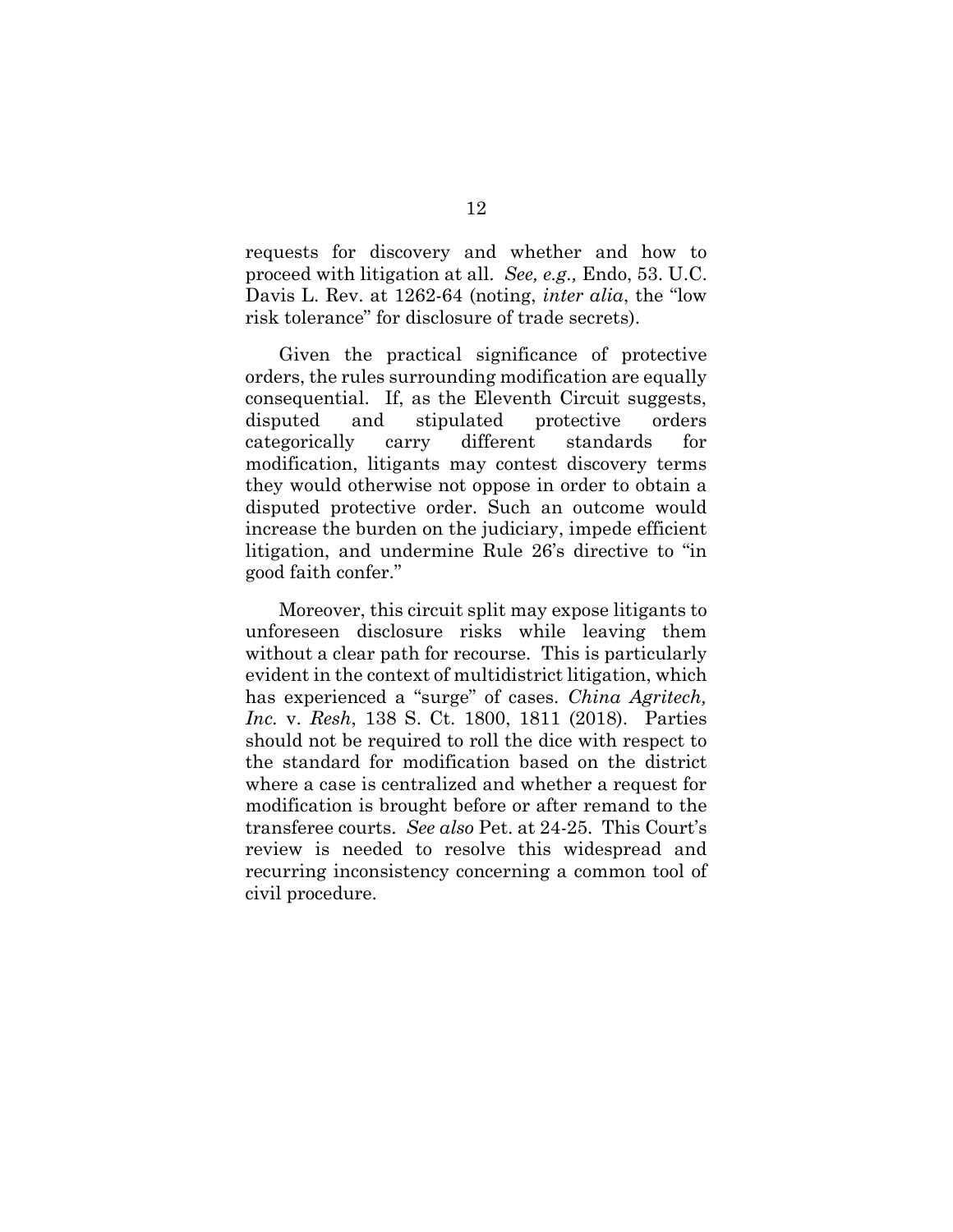requests for discovery and whether and how to proceed with litigation at all. *See, e.g.,* Endo, 53. U.C. Davis L. Rev. at 1262-64 (noting, *inter alia*, the "low risk tolerance" for disclosure of trade secrets).

Given the practical significance of protective orders, the rules surrounding modification are equally consequential. If, as the Eleventh Circuit suggests, disputed and stipulated protective orders categorically carry different standards for modification, litigants may contest discovery terms they would otherwise not oppose in order to obtain a disputed protective order. Such an outcome would increase the burden on the judiciary, impede efficient litigation, and undermine Rule 26's directive to "in good faith confer."

Moreover, this circuit split may expose litigants to unforeseen disclosure risks while leaving them without a clear path for recourse. This is particularly evident in the context of multidistrict litigation, which has experienced a "surge" of cases. *China Agritech, Inc.* v. *Resh*, 138 S. Ct. 1800, 1811 (2018). Parties should not be required to roll the dice with respect to the standard for modification based on the district where a case is centralized and whether a request for modification is brought before or after remand to the transferee courts. *See also* Pet. at 24-25. This Court's review is needed to resolve this widespread and recurring inconsistency concerning a common tool of civil procedure.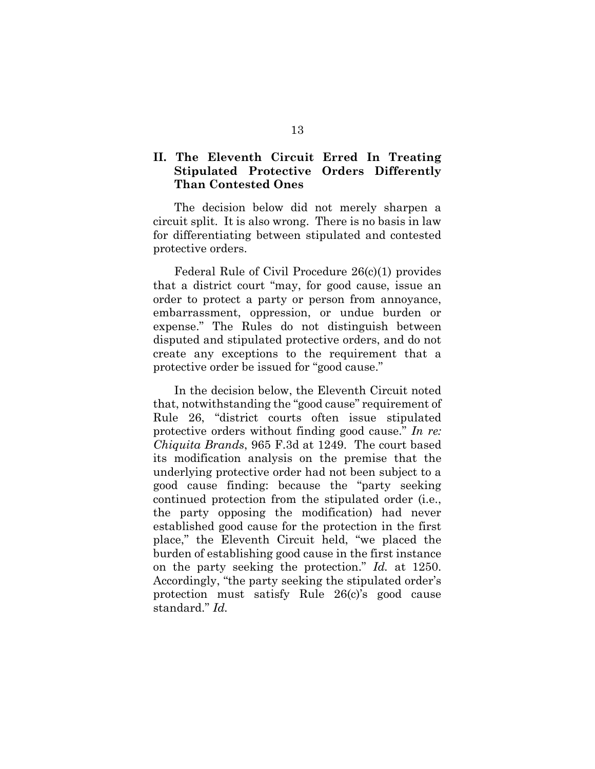## II. The Eleventh Circuit Erred In Treating Stipulated Protective Orders Differently Than Contested Ones

The decision below did not merely sharpen a circuit split. It is also wrong. There is no basis in law for differentiating between stipulated and contested protective orders.

Federal Rule of Civil Procedure 26(c)(1) provides that a district court "may, for good cause, issue an order to protect a party or person from annoyance, embarrassment, oppression, or undue burden or expense." The Rules do not distinguish between disputed and stipulated protective orders, and do not create any exceptions to the requirement that a protective order be issued for "good cause."

In the decision below, the Eleventh Circuit noted that, notwithstanding the "good cause" requirement of Rule 26, "district courts often issue stipulated protective orders without finding good cause." *In re: Chiquita Brands*, 965 F.3d at 1249. The court based its modification analysis on the premise that the underlying protective order had not been subject to a good cause finding: because the "party seeking continued protection from the stipulated order (i.e., the party opposing the modification) had never established good cause for the protection in the first place," the Eleventh Circuit held, "we placed the burden of establishing good cause in the first instance on the party seeking the protection." *Id.* at 1250. Accordingly, "the party seeking the stipulated order's protection must satisfy Rule 26(c)'s good cause standard." *Id.*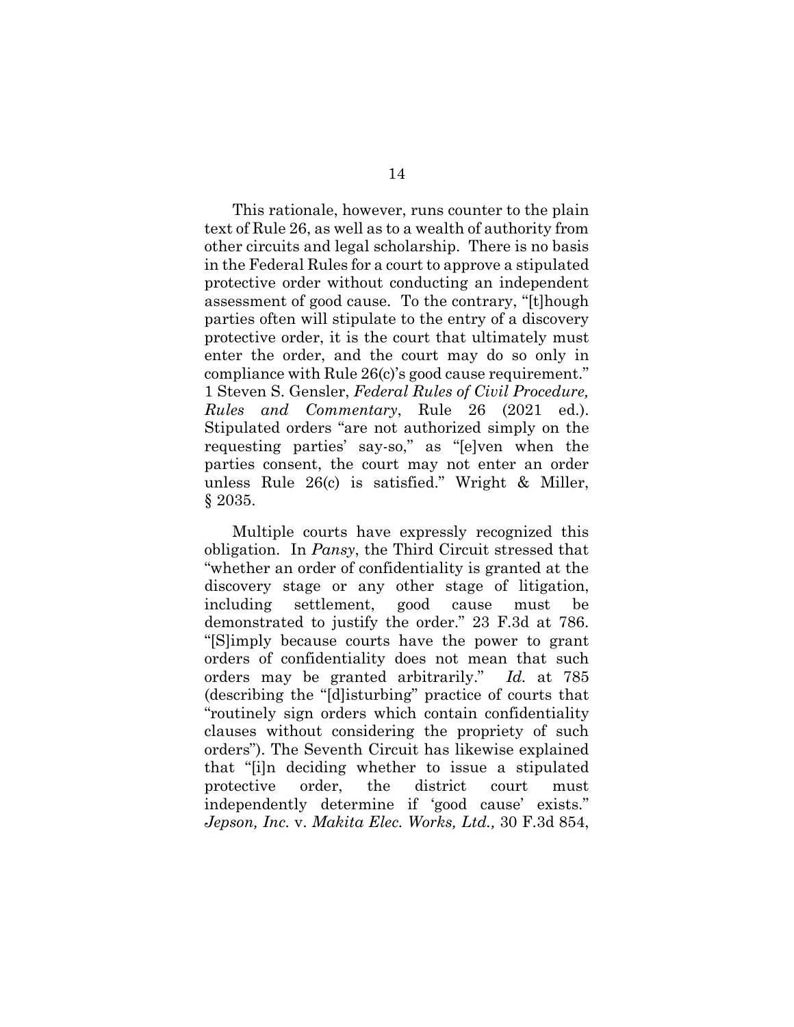This rationale, however, runs counter to the plain text of Rule 26, as well as to a wealth of authority from other circuits and legal scholarship. There is no basis in the Federal Rules for a court to approve a stipulated protective order without conducting an independent assessment of good cause. To the contrary, "[t]hough parties often will stipulate to the entry of a discovery protective order, it is the court that ultimately must enter the order, and the court may do so only in compliance with Rule 26(c)'s good cause requirement." 1 Steven S. Gensler, *Federal Rules of Civil Procedure, Rules and Commentary*, Rule 26 (2021 ed.). Stipulated orders "are not authorized simply on the requesting parties' say-so," as "[e]ven when the parties consent, the court may not enter an order unless Rule 26(c) is satisfied." Wright & Miller, § 2035.

Multiple courts have expressly recognized this obligation. In *Pansy*, the Third Circuit stressed that "whether an order of confidentiality is granted at the discovery stage or any other stage of litigation, including settlement, good cause must be demonstrated to justify the order." 23 F.3d at 786. "[S]imply because courts have the power to grant orders of confidentiality does not mean that such orders may be granted arbitrarily." *Id.* at 785 (describing the "[d]isturbing" practice of courts that "routinely sign orders which contain confidentiality clauses without considering the propriety of such orders"). The Seventh Circuit has likewise explained that "[i]n deciding whether to issue a stipulated protective order, the district court must independently determine if 'good cause' exists." *Jepson, Inc.* v. *Makita Elec. Works, Ltd.,* 30 F.3d 854,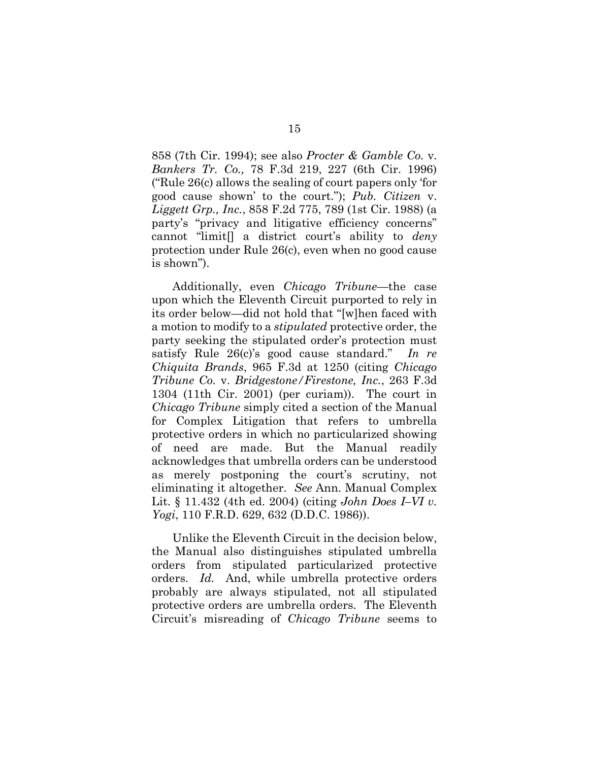858 (7th Cir. 1994); see also *Procter & Gamble Co.* v. *Bankers Tr. Co.,* 78 F.3d 219, 227 (6th Cir. 1996) ("Rule 26(c) allows the sealing of court papers only 'for good cause shown' to the court."); *Pub. Citizen* v. *Liggett Grp., Inc.*, 858 F.2d 775, 789 (1st Cir. 1988) (a party's "privacy and litigative efficiency concerns" cannot "limit[] a district court's ability to *deny* protection under Rule 26(c), even when no good cause is shown").

Additionally, even *Chicago Tribune*—the case upon which the Eleventh Circuit purported to rely in its order below—did not hold that "[w]hen faced with a motion to modify to a *stipulated* protective order, the party seeking the stipulated order's protection must satisfy Rule 26(c)'s good cause standard." *In re Chiquita Brands*, 965 F.3d at 1250 (citing *Chicago Tribune Co.* v. *Bridgestone/Firestone, Inc.*, 263 F.3d 1304 (11th Cir. 2001) (per curiam)). The court in *Chicago Tribune* simply cited a section of the Manual for Complex Litigation that refers to umbrella protective orders in which no particularized showing of need are made. But the Manual readily acknowledges that umbrella orders can be understood as merely postponing the court's scrutiny, not eliminating it altogether. *See* Ann. Manual Complex Lit. § 11.432 (4th ed. 2004) (citing *John Does I–VI v. Yogi*, 110 F.R.D. 629, 632 (D.D.C. 1986)).

Unlike the Eleventh Circuit in the decision below, the Manual also distinguishes stipulated umbrella orders from stipulated particularized protective orders. *Id.* And, while umbrella protective orders probably are always stipulated, not all stipulated protective orders are umbrella orders. The Eleventh Circuit's misreading of *Chicago Tribune* seems to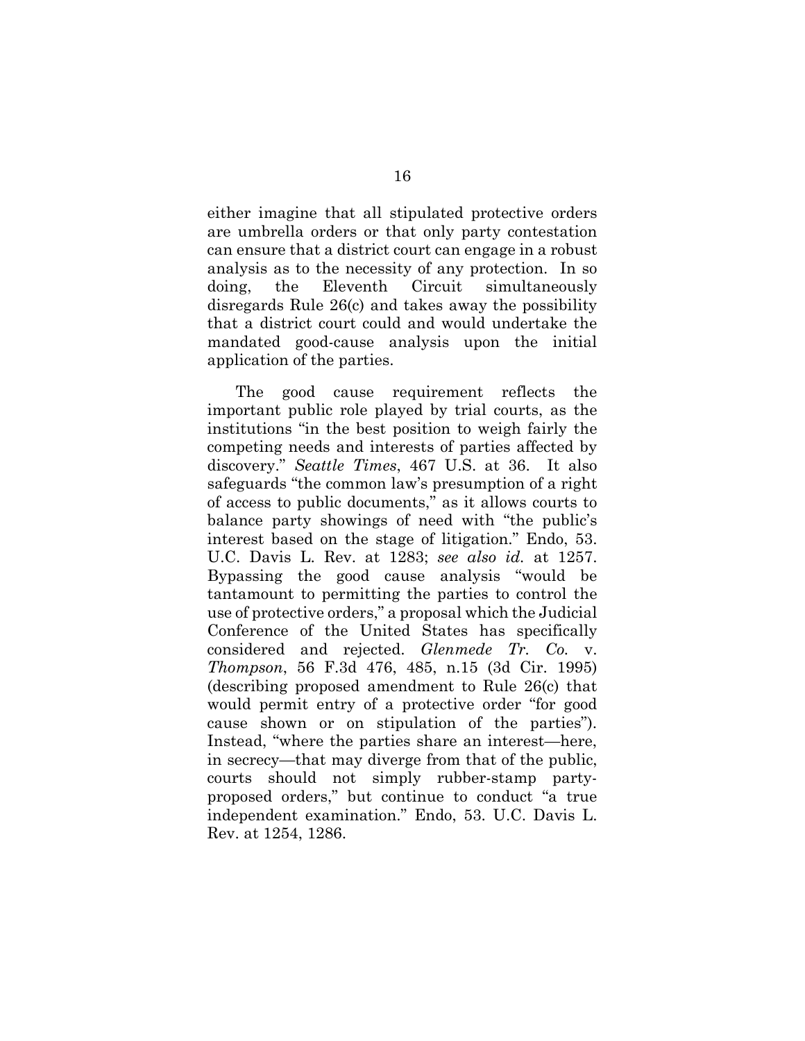either imagine that all stipulated protective orders are umbrella orders or that only party contestation can ensure that a district court can engage in a robust analysis as to the necessity of any protection. In so doing, the Eleventh Circuit simultaneously disregards Rule 26(c) and takes away the possibility that a district court could and would undertake the mandated good-cause analysis upon the initial application of the parties.

The good cause requirement reflects the important public role played by trial courts, as the institutions "in the best position to weigh fairly the competing needs and interests of parties affected by discovery." *Seattle Times*, 467 U.S. at 36. It also safeguards "the common law's presumption of a right of access to public documents," as it allows courts to balance party showings of need with "the public's interest based on the stage of litigation." Endo, 53. U.C. Davis L. Rev. at 1283; *see also id.* at 1257. Bypassing the good cause analysis "would be tantamount to permitting the parties to control the use of protective orders," a proposal which the Judicial Conference of the United States has specifically considered and rejected. *Glenmede Tr. Co.* v. *Thompson*, 56 F.3d 476, 485, n.15 (3d Cir. 1995) (describing proposed amendment to Rule 26(c) that would permit entry of a protective order "for good cause shown or on stipulation of the parties"). Instead, "where the parties share an interest—here, in secrecy—that may diverge from that of the public, courts should not simply rubber-stamp party-proposed orders," but continue to conduct "a true independent examination." Endo, 53. U.C. Davis L. Rev. at 1254, 1286.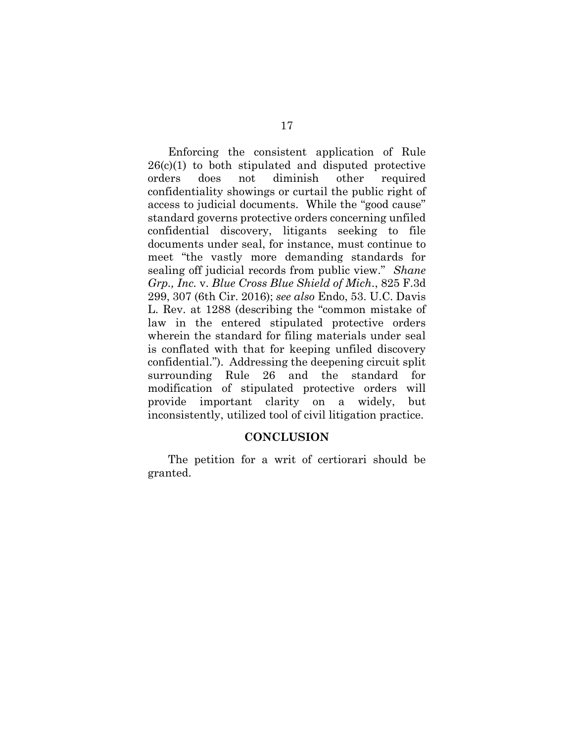Enforcing the consistent application of Rule 26(c)(1) to both stipulated and disputed protective orders does not diminish other required confidentiality showings or curtail the public right of access to judicial documents. While the "good cause" standard governs protective orders concerning unfiled confidential discovery, litigants seeking to file documents under seal, for instance, must continue to meet "the vastly more demanding standards for sealing off judicial records from public view." *Shane Grp., Inc.* v. *Blue Cross Blue Shield of Mich.*, 825 F.3d 299, 307 (6th Cir. 2016); *see also* Endo, 53. U.C. Davis L. Rev. at 1288 (describing the "common mistake of law in the entered stipulated protective orders wherein the standard for filing materials under seal is conflated with that for keeping unfiled discovery confidential."). Addressing the deepening circuit split surrounding Rule 26 and the standard for modification of stipulated protective orders will provide important clarity on a widely, but inconsistently, utilized tool of civil litigation practice.

## CONCLUSION

The petition for a writ of certiorari should be granted.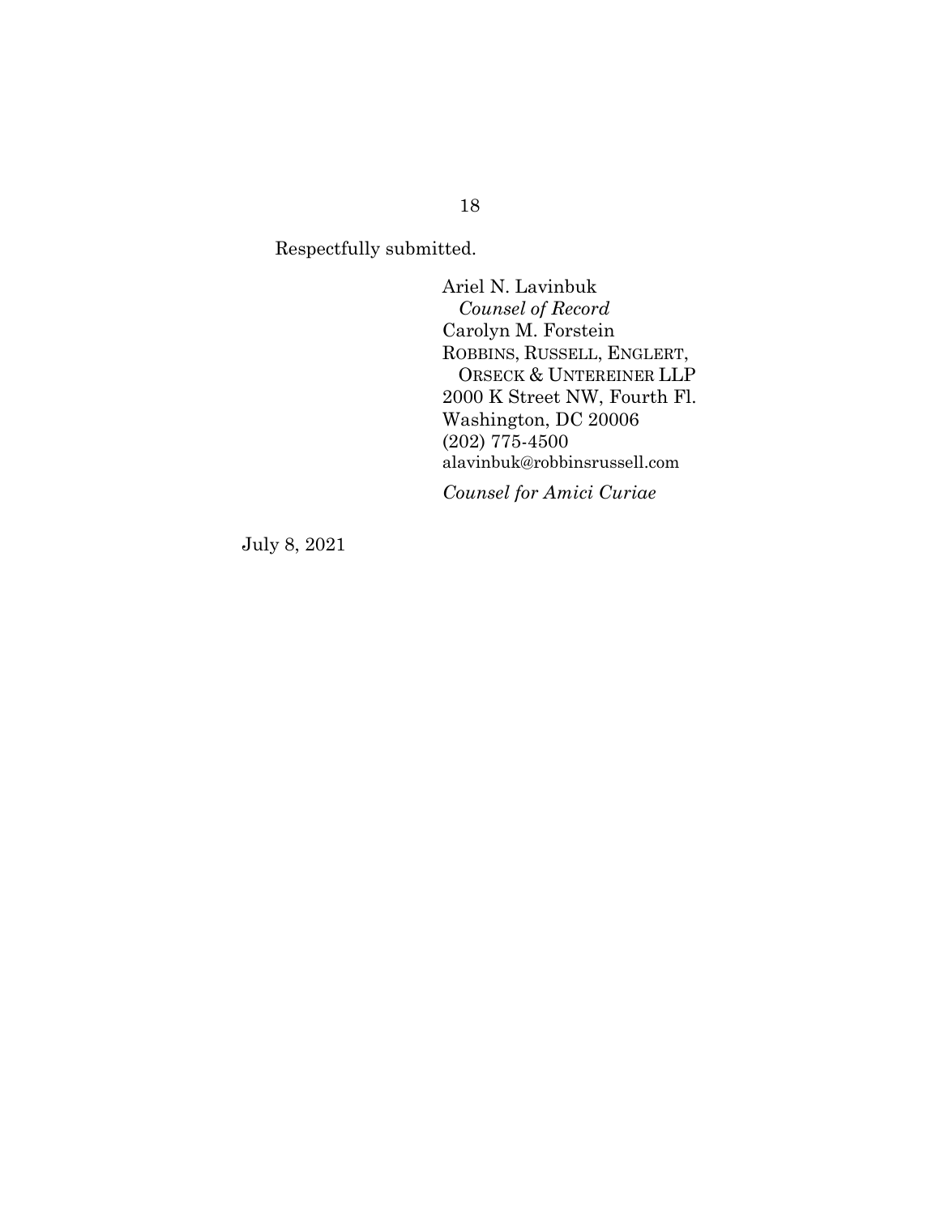Respectfully submitted.

Ariel N. Lavinbuk
*Counsel of Record*
Carolyn M. Forstein
ROBBINS, RUSSELL, ENGLERT,
ORSECK & UNTEREINER LLP
2000 K Street NW, Fourth Fl.
Washington, DC 20006
(202) 775-4500
alavinbuk@robbinsrussell.com

*Counsel for Amici Curiae*

July 8, 2021